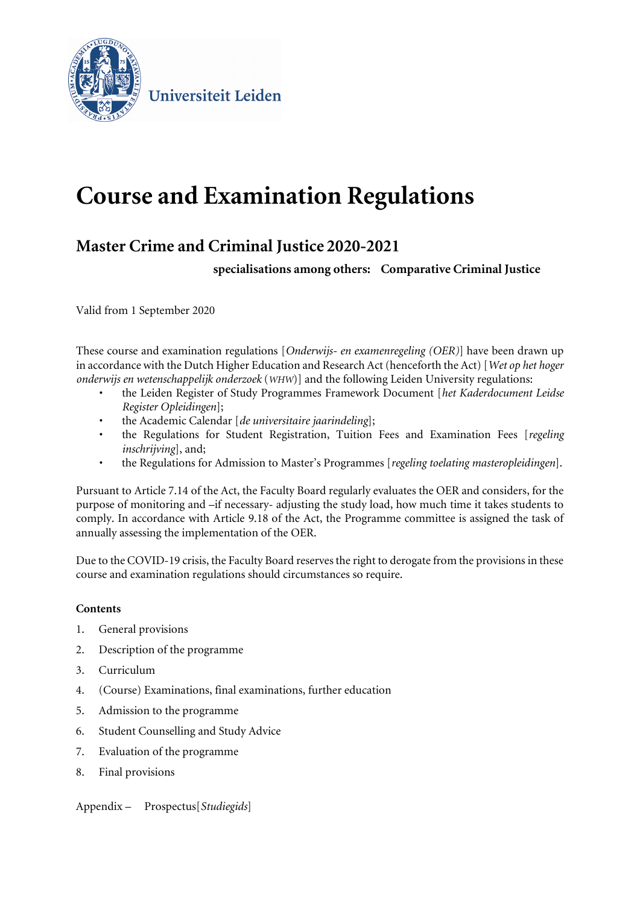Universiteit Leiden

# Course and Examination Regulations

## Master Crime and Criminal Justice 2020-2021

**specialisations among others: Comparative Criminal Justice**

Valid from 1 September 2020

These course and examination regulations [*Onderwijs- en examenregeling (OER)*] have been drawn up in accordance with the Dutch Higher Education and Research Act (henceforth the Act) [*Wet op het hoger onderwijs en wetenschappelijk onderzoek* (*WHW*)] and the following Leiden University regulations:

- the Leiden Register of Study Programmes Framework Document [*het Kaderdocument Leidse Register Opleidingen*];
- the Academic Calendar [*de universitaire jaarindeling*];
- the Regulations for Student Registration, Tuition Fees and Examination Fees [*regeling inschrijving*], and;
- the Regulations for Admission to Master's Programmes [*regeling toelating masteropleidingen*].

Pursuant to Article 7.14 of the Act, the Faculty Board regularly evaluates the OER and considers, for the purpose of monitoring and –if necessary- adjusting the study load, how much time it takes students to comply. In accordance with Article 9.18 of the Act, the Programme committee is assigned the task of annually assessing the implementation of the OER.

Due to the COVID-19 crisis, the Faculty Board reserves the right to derogate from the provisions in these course and examination regulations should circumstances so require.

**Contents**

1. General provisions
2. Description of the programme
3. Curriculum
4. (Course) Examinations, final examinations, further education
5. Admission to the programme
6. Student Counselling and Study Advice
7. Evaluation of the programme
8. Final provisions

Appendix – Prospectus [*Studiegids*]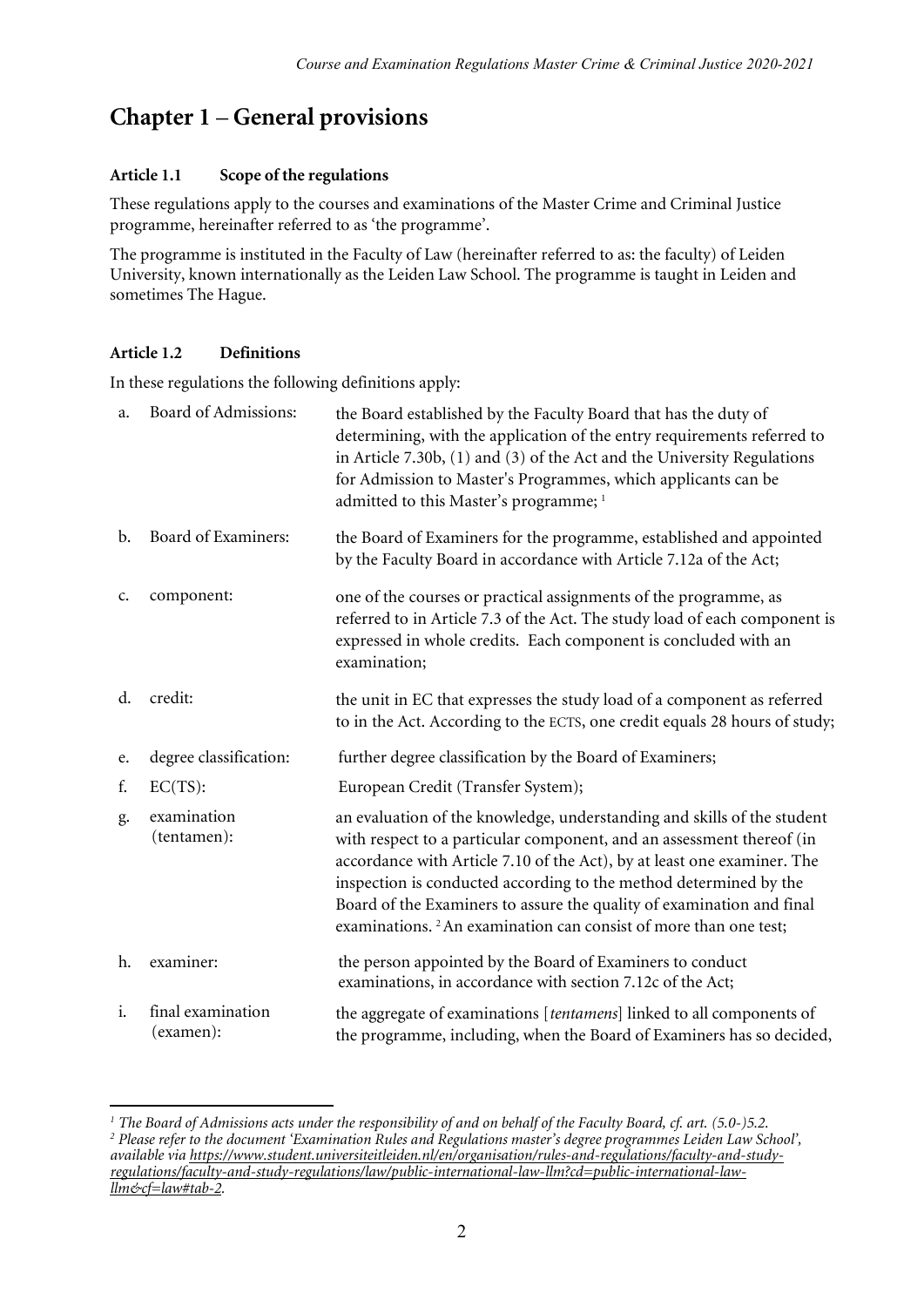# Chapter 1 – General provisions

**Article 1.1 Scope of the regulations**

These regulations apply to the courses and examinations of the Master Crime and Criminal Justice programme, hereinafter referred to as 'the programme'.

The programme is instituted in the Faculty of Law (hereinafter referred to as: the faculty) of Leiden University, known internationally as the Leiden Law School. The programme is taught in Leiden and sometimes The Hague.

**Article 1.2 Definitions**

In these regulations the following definitions apply:

| | | |
|---|---|---|
| a. | Board of Admissions: | the Board established by the Faculty Board that has the duty of determining, with the application of the entry requirements referred to in Article 7.30b, (1) and (3) of the Act and the University Regulations for Admission to Master's Programmes, which applicants can be admitted to this Master's programme; [1] |
| b. | Board of Examiners: | the Board of Examiners for the programme, established and appointed by the Faculty Board in accordance with Article 7.12a of the Act; |
| c. | component: | one of the courses or practical assignments of the programme, as referred to in Article 7.3 of the Act. The study load of each component is expressed in whole credits. Each component is concluded with an examination; |
| d. | credit: | the unit in EC that expresses the study load of a component as referred to in the Act. According to the ECTS, one credit equals 28 hours of study; |
| e. | degree classification: | further degree classification by the Board of Examiners; |
| f. | EC(TS): | European Credit (Transfer System); |
| g. | examination (tentamen): | an evaluation of the knowledge, understanding and skills of the student with respect to a particular component, and an assessment thereof (in accordance with Article 7.10 of the Act), by at least one examiner. The inspection is conducted according to the method determined by the Board of the Examiners to assure the quality of examination and final examinations. [2] An examination can consist of more than one test; |
| h. | examiner: | the person appointed by the Board of Examiners to conduct examinations, in accordance with section 7.12c of the Act; |
| i. | final examination (examen): | the aggregate of examinations [*tentamens*] linked to all components of the programme, including, when the Board of Examiners has so decided, |

[1] *The Board of Admissions acts under the responsibility of and on behalf of the Faculty Board, cf. art. (5.0-)5.2.*

[2] *Please refer to the document 'Examination Rules and Regulations master's degree programmes Leiden Law School', available via https://www.student.universiteitleiden.nl/en/organisation/rules-and-regulations/faculty-and-study-regulations/faculty-and-study-regulations/law/public-international-law-llm?cd=public-international-law-llm&cf=law#tab-2.*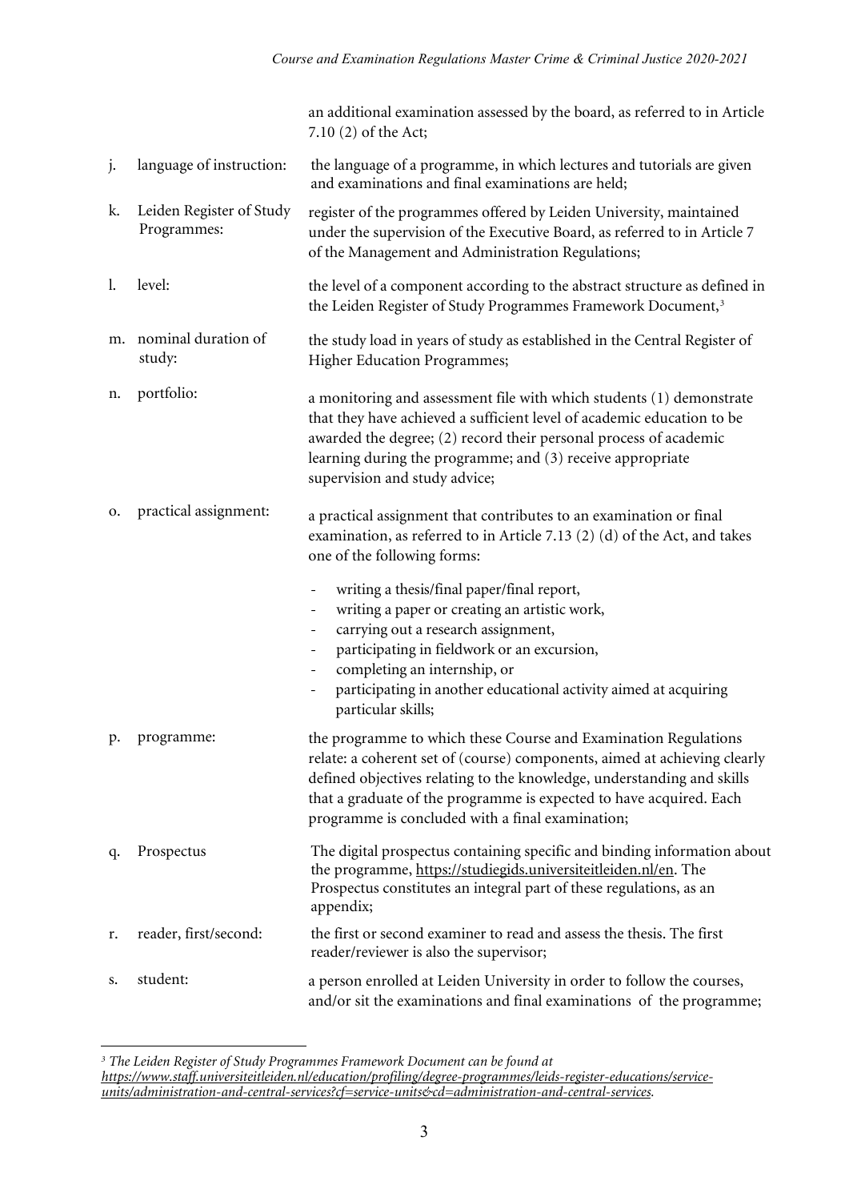an additional examination assessed by the board, as referred to in Article 7.10 (2) of the Act;

| | | |
|---|---|---|
| j. | language of instruction: | the language of a programme, in which lectures and tutorials are given and examinations and final examinations are held; |
| k. | Leiden Register of Study Programmes: | register of the programmes offered by Leiden University, maintained under the supervision of the Executive Board, as referred to in Article 7 of the Management and Administration Regulations; |
| l. | level: | the level of a component according to the abstract structure as defined in the Leiden Register of Study Programmes Framework Document,[3] |
| m. | nominal duration of study: | the study load in years of study as established in the Central Register of Higher Education Programmes; |
| n. | portfolio: | a monitoring and assessment file with which students (1) demonstrate that they have achieved a sufficient level of academic education to be awarded the degree; (2) record their personal process of academic learning during the programme; and (3) receive appropriate supervision and study advice; |
| o. | practical assignment: | a practical assignment that contributes to an examination or final examination, as referred to in Article 7.13 (2) (d) of the Act, and takes one of the following forms:<br>- writing a thesis/final paper/final report,<br>- writing a paper or creating an artistic work,<br>- carrying out a research assignment,<br>- participating in fieldwork or an excursion,<br>- completing an internship, or<br>- participating in another educational activity aimed at acquiring particular skills; |
| p. | programme: | the programme to which these Course and Examination Regulations relate: a coherent set of (course) components, aimed at achieving clearly defined objectives relating to the knowledge, understanding and skills that a graduate of the programme is expected to have acquired. Each programme is concluded with a final examination; |
| q. | Prospectus | The digital prospectus containing specific and binding information about the programme, https://studiegids.universiteitleiden.nl/en. The Prospectus constitutes an integral part of these regulations, as an appendix; |
| r. | reader, first/second: | the first or second examiner to read and assess the thesis. The first reader/reviewer is also the supervisor; |
| s. | student: | a person enrolled at Leiden University in order to follow the courses, and/or sit the examinations and final examinations of the programme; |

[3] *The Leiden Register of Study Programmes Framework Document can be found at https://www.staff.universiteitleiden.nl/education/profiling/degree-programmes/leids-register-educations/service-units/administration-and-central-services?cf=service-units&cd=administration-and-central-services.*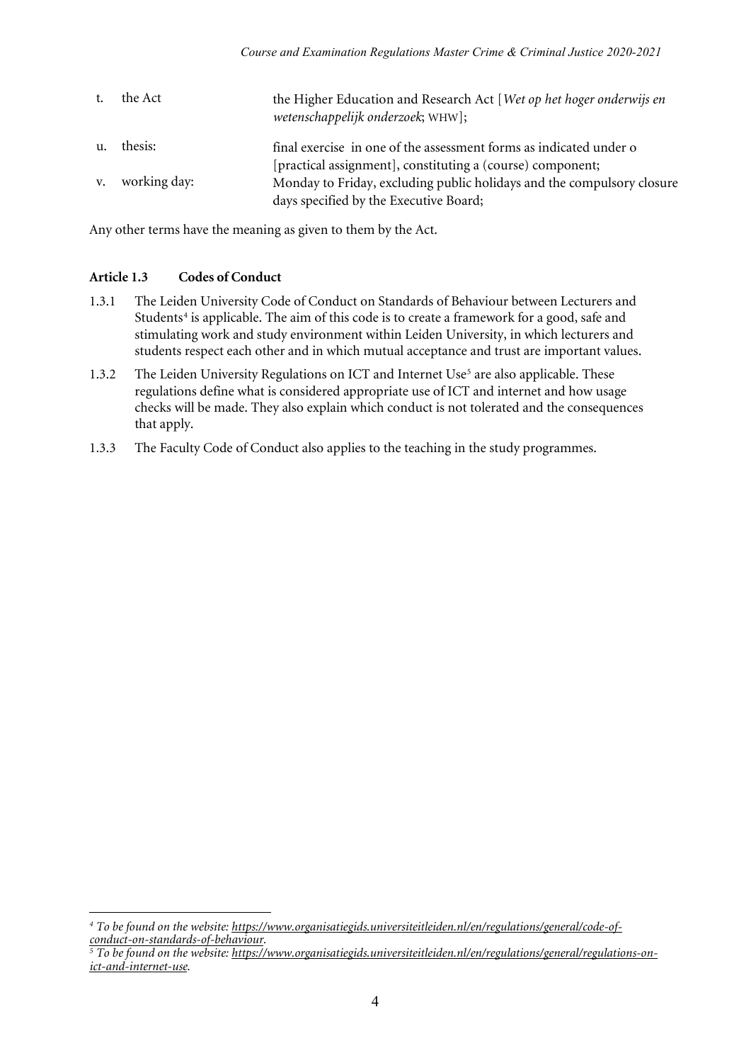| | | |
|---|---|---|
| t. | the Act | the Higher Education and Research Act [*Wet op het hoger onderwijs en wetenschappelijk onderzoek*; WHW]; |
| u. | thesis: | final exercise in one of the assessment forms as indicated under o [practical assignment], constituting a (course) component; |
| v. | working day: | Monday to Friday, excluding public holidays and the compulsory closure days specified by the Executive Board; |

Any other terms have the meaning as given to them by the Act.

### Article 1.3 Codes of Conduct

1.3.1 The Leiden University Code of Conduct on Standards of Behaviour between Lecturers and Students[4] is applicable. The aim of this code is to create a framework for a good, safe and stimulating work and study environment within Leiden University, in which lecturers and students respect each other and in which mutual acceptance and trust are important values.

1.3.2 The Leiden University Regulations on ICT and Internet Use[5] are also applicable. These regulations define what is considered appropriate use of ICT and internet and how usage checks will be made. They also explain which conduct is not tolerated and the consequences that apply.

1.3.3 The Faculty Code of Conduct also applies to the teaching in the study programmes.

---

[4] *To be found on the website: https://www.organisatiegids.universiteitleiden.nl/en/regulations/general/code-of-conduct-on-standards-of-behaviour.*

[5] *To be found on the website: https://www.organisatiegids.universiteitleiden.nl/en/regulations/general/regulations-on-ict-and-internet-use.*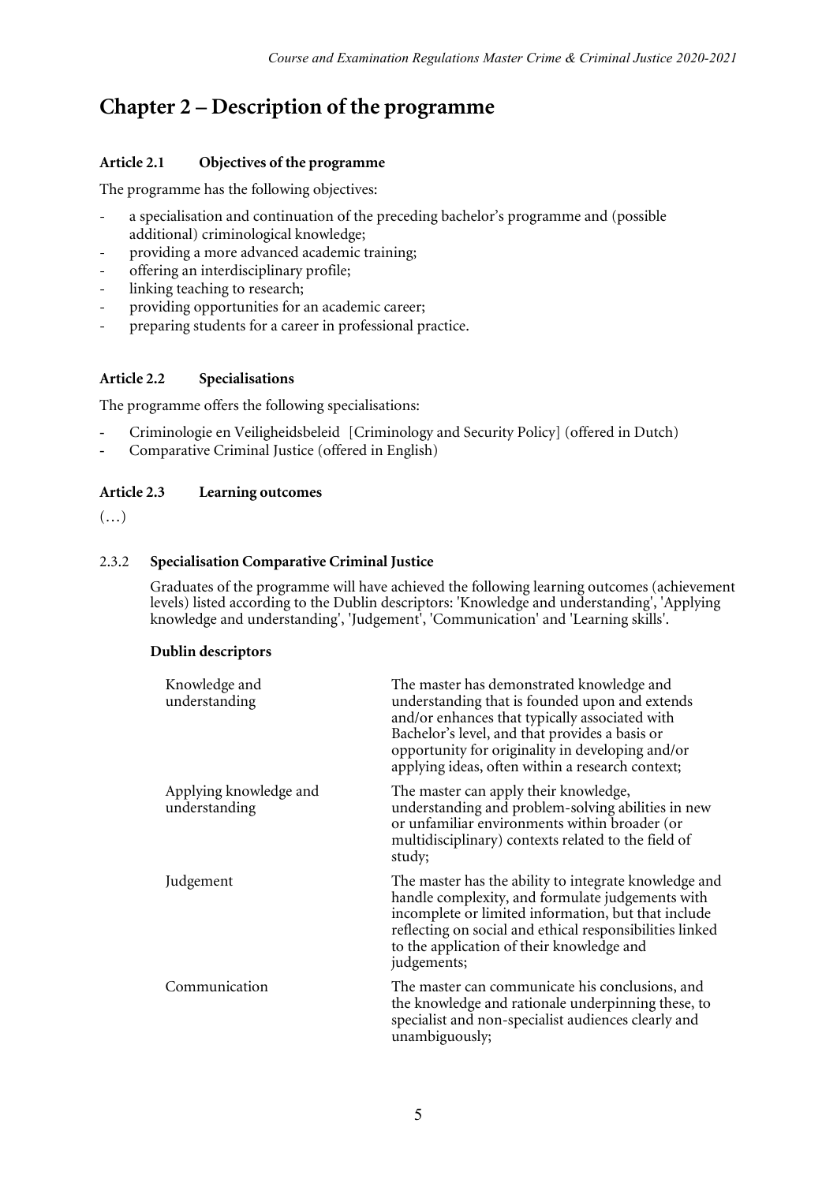# Chapter 2 – Description of the programme

### Article 2.1 Objectives of the programme

The programme has the following objectives:

- a specialisation and continuation of the preceding bachelor's programme and (possible additional) criminological knowledge;
- providing a more advanced academic training;
- offering an interdisciplinary profile;
- linking teaching to research;
- providing opportunities for an academic career;
- preparing students for a career in professional practice.

### Article 2.2 Specialisations

The programme offers the following specialisations:

- Criminologie en Veiligheidsbeleid [Criminology and Security Policy] (offered in Dutch)
- Comparative Criminal Justice (offered in English)

### Article 2.3 Learning outcomes

(…)

#### 2.3.2 Specialisation Comparative Criminal Justice

Graduates of the programme will have achieved the following learning outcomes (achievement levels) listed according to the Dublin descriptors: 'Knowledge and understanding', 'Applying knowledge and understanding', 'Judgement', 'Communication' and 'Learning skills'.

**Dublin descriptors**

| | |
|---|---|
| Knowledge and understanding | The master has demonstrated knowledge and understanding that is founded upon and extends and/or enhances that typically associated with Bachelor's level, and that provides a basis or opportunity for originality in developing and/or applying ideas, often within a research context; |
| Applying knowledge and understanding | The master can apply their knowledge, understanding and problem-solving abilities in new or unfamiliar environments within broader (or multidisciplinary) contexts related to the field of study; |
| Judgement | The master has the ability to integrate knowledge and handle complexity, and formulate judgements with incomplete or limited information, but that include reflecting on social and ethical responsibilities linked to the application of their knowledge and judgements; |
| Communication | The master can communicate his conclusions, and the knowledge and rationale underpinning these, to specialist and non-specialist audiences clearly and unambiguously; |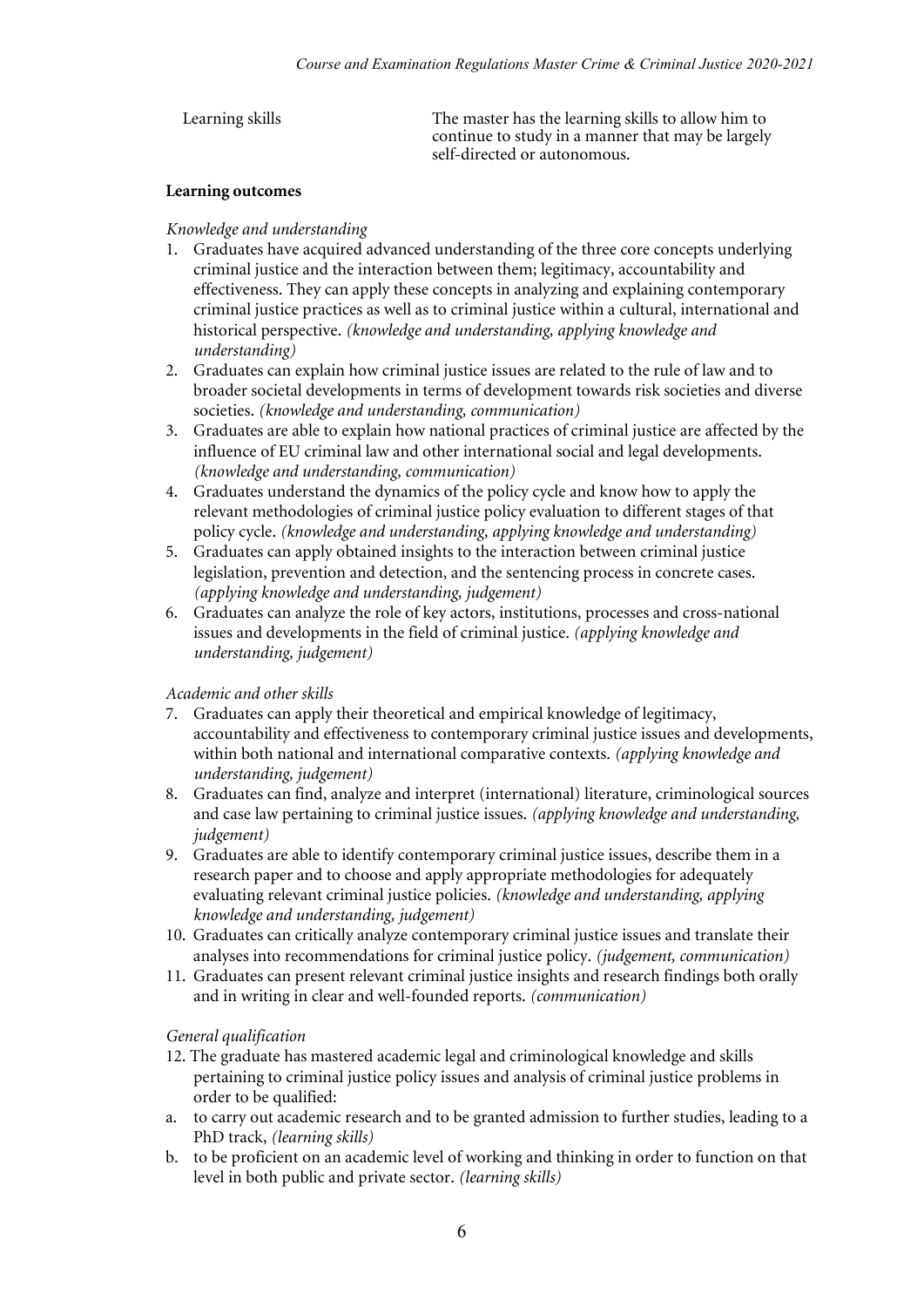| | |
|---|---|
| Learning skills | The master has the learning skills to allow him to continue to study in a manner that may be largely self-directed or autonomous. |

**Learning outcomes**

*Knowledge and understanding*

1. Graduates have acquired advanced understanding of the three core concepts underlying criminal justice and the interaction between them; legitimacy, accountability and effectiveness. They can apply these concepts in analyzing and explaining contemporary criminal justice practices as well as to criminal justice within a cultural, international and historical perspective. *(knowledge and understanding, applying knowledge and understanding)*
2. Graduates can explain how criminal justice issues are related to the rule of law and to broader societal developments in terms of development towards risk societies and diverse societies. *(knowledge and understanding, communication)*
3. Graduates are able to explain how national practices of criminal justice are affected by the influence of EU criminal law and other international social and legal developments. *(knowledge and understanding, communication)*
4. Graduates understand the dynamics of the policy cycle and know how to apply the relevant methodologies of criminal justice policy evaluation to different stages of that policy cycle. *(knowledge and understanding, applying knowledge and understanding)*
5. Graduates can apply obtained insights to the interaction between criminal justice legislation, prevention and detection, and the sentencing process in concrete cases. *(applying knowledge and understanding, judgement)*
6. Graduates can analyze the role of key actors, institutions, processes and cross-national issues and developments in the field of criminal justice. *(applying knowledge and understanding, judgement)*

*Academic and other skills*

7. Graduates can apply their theoretical and empirical knowledge of legitimacy, accountability and effectiveness to contemporary criminal justice issues and developments, within both national and international comparative contexts. *(applying knowledge and understanding, judgement)*
8. Graduates can find, analyze and interpret (international) literature, criminological sources and case law pertaining to criminal justice issues. *(applying knowledge and understanding, judgement)*
9. Graduates are able to identify contemporary criminal justice issues, describe them in a research paper and to choose and apply appropriate methodologies for adequately evaluating relevant criminal justice policies. *(knowledge and understanding, applying knowledge and understanding, judgement)*
10. Graduates can critically analyze contemporary criminal justice issues and translate their analyses into recommendations for criminal justice policy. *(judgement, communication)*
11. Graduates can present relevant criminal justice insights and research findings both orally and in writing in clear and well-founded reports. *(communication)*

*General qualification*

12. The graduate has mastered academic legal and criminological knowledge and skills pertaining to criminal justice policy issues and analysis of criminal justice problems in order to be qualified:

a. to carry out academic research and to be granted admission to further studies, leading to a PhD track, *(learning skills)*

b. to be proficient on an academic level of working and thinking in order to function on that level in both public and private sector. *(learning skills)*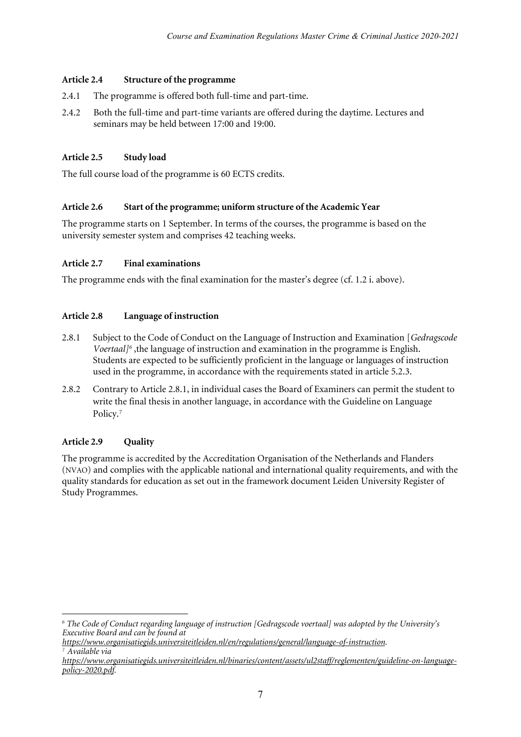### Article 2.4 Structure of the programme

2.4.1 The programme is offered both full-time and part-time.

2.4.2 Both the full-time and part-time variants are offered during the daytime. Lectures and seminars may be held between 17:00 and 19:00.

### Article 2.5 Study load

The full course load of the programme is 60 ECTS credits.

### Article 2.6 Start of the programme; uniform structure of the Academic Year

The programme starts on 1 September. In terms of the courses, the programme is based on the university semester system and comprises 42 teaching weeks.

### Article 2.7 Final examinations

The programme ends with the final examination for the master's degree (cf. 1.2 i. above).

### Article 2.8 Language of instruction

2.8.1 Subject to the Code of Conduct on the Language of Instruction and Examination [*Gedragscode Voertaal]*[6] ,the language of instruction and examination in the programme is English. Students are expected to be sufficiently proficient in the language or languages of instruction used in the programme, in accordance with the requirements stated in article 5.2.3.

2.8.2 Contrary to Article 2.8.1, in individual cases the Board of Examiners can permit the student to write the final thesis in another language, in accordance with the Guideline on Language Policy.[7]

### Article 2.9 Quality

The programme is accredited by the Accreditation Organisation of the Netherlands and Flanders (NVAO) and complies with the applicable national and international quality requirements, and with the quality standards for education as set out in the framework document Leiden University Register of Study Programmes.

---

[6] *The Code of Conduct regarding language of instruction [Gedragscode voertaal] was adopted by the University's Executive Board and can be found at https://www.organisatiegids.universiteitleiden.nl/en/regulations/general/language-of-instruction.*

[7] *Available via https://www.organisatiegids.universiteitleiden.nl/binaries/content/assets/ul2staff/reglementen/guideline-on-language-policy-2020.pdf.*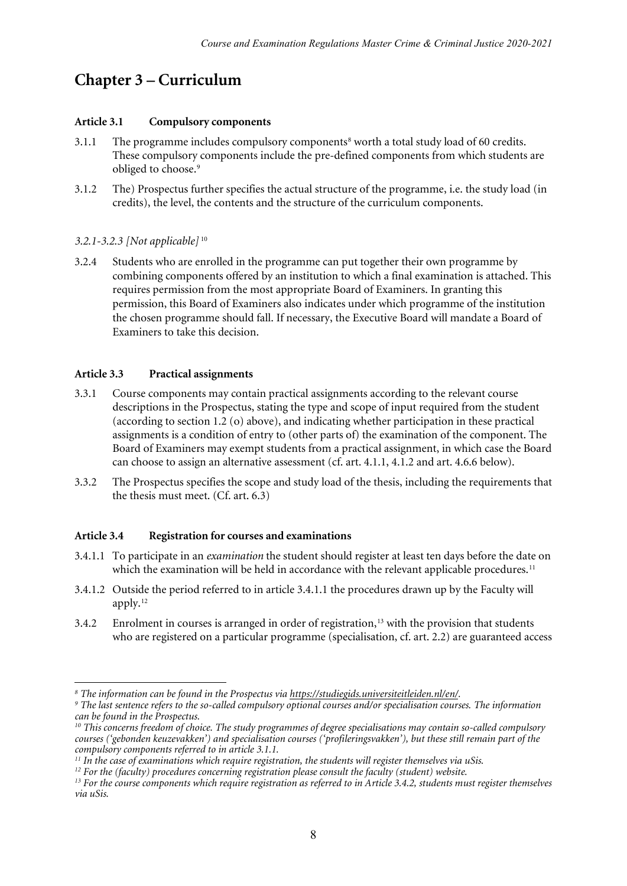# Chapter 3 – Curriculum

**Article 3.1 Compulsory components**

3.1.1 The programme includes compulsory components[8] worth a total study load of 60 credits. These compulsory components include the pre-defined components from which students are obliged to choose.[9]

3.1.2 The) Prospectus further specifies the actual structure of the programme, i.e. the study load (in credits), the level, the contents and the structure of the curriculum components.

*3.2.1-3.2.3 [Not applicable]* [10]

3.2.4 Students who are enrolled in the programme can put together their own programme by combining components offered by an institution to which a final examination is attached. This requires permission from the most appropriate Board of Examiners. In granting this permission, this Board of Examiners also indicates under which programme of the institution the chosen programme should fall. If necessary, the Executive Board will mandate a Board of Examiners to take this decision.

**Article 3.3 Practical assignments**

3.3.1 Course components may contain practical assignments according to the relevant course descriptions in the Prospectus, stating the type and scope of input required from the student (according to section 1.2 (o) above), and indicating whether participation in these practical assignments is a condition of entry to (other parts of) the examination of the component. The Board of Examiners may exempt students from a practical assignment, in which case the Board can choose to assign an alternative assessment (cf. art. 4.1.1, 4.1.2 and art. 4.6.6 below).

3.3.2 The Prospectus specifies the scope and study load of the thesis, including the requirements that the thesis must meet. (Cf. art. 6.3)

**Article 3.4 Registration for courses and examinations**

3.4.1.1 To participate in an *examination* the student should register at least ten days before the date on which the examination will be held in accordance with the relevant applicable procedures.[11]

3.4.1.2 Outside the period referred to in article 3.4.1.1 the procedures drawn up by the Faculty will apply.[12]

3.4.2 Enrolment in courses is arranged in order of registration,[13] with the provision that students who are registered on a particular programme (specialisation, cf. art. 2.2) are guaranteed access

---

*[8] The information can be found in the Prospectus via https://studiegids.universiteitleiden.nl/en/.*

*[9] The last sentence refers to the so-called compulsory optional courses and/or specialisation courses. The information can be found in the Prospectus.*

*[10] This concerns freedom of choice. The study programmes of degree specialisations may contain so-called compulsory courses ('gebonden keuzevakken') and specialisation courses ('profileringsvakken'), but these still remain part of the compulsory components referred to in article 3.1.1.*

*[11] In the case of examinations which require registration, the students will register themselves via uSis.*

*[12] For the (faculty) procedures concerning registration please consult the faculty (student) website.*

*[13] For the course components which require registration as referred to in Article 3.4.2, students must register themselves via uSis.*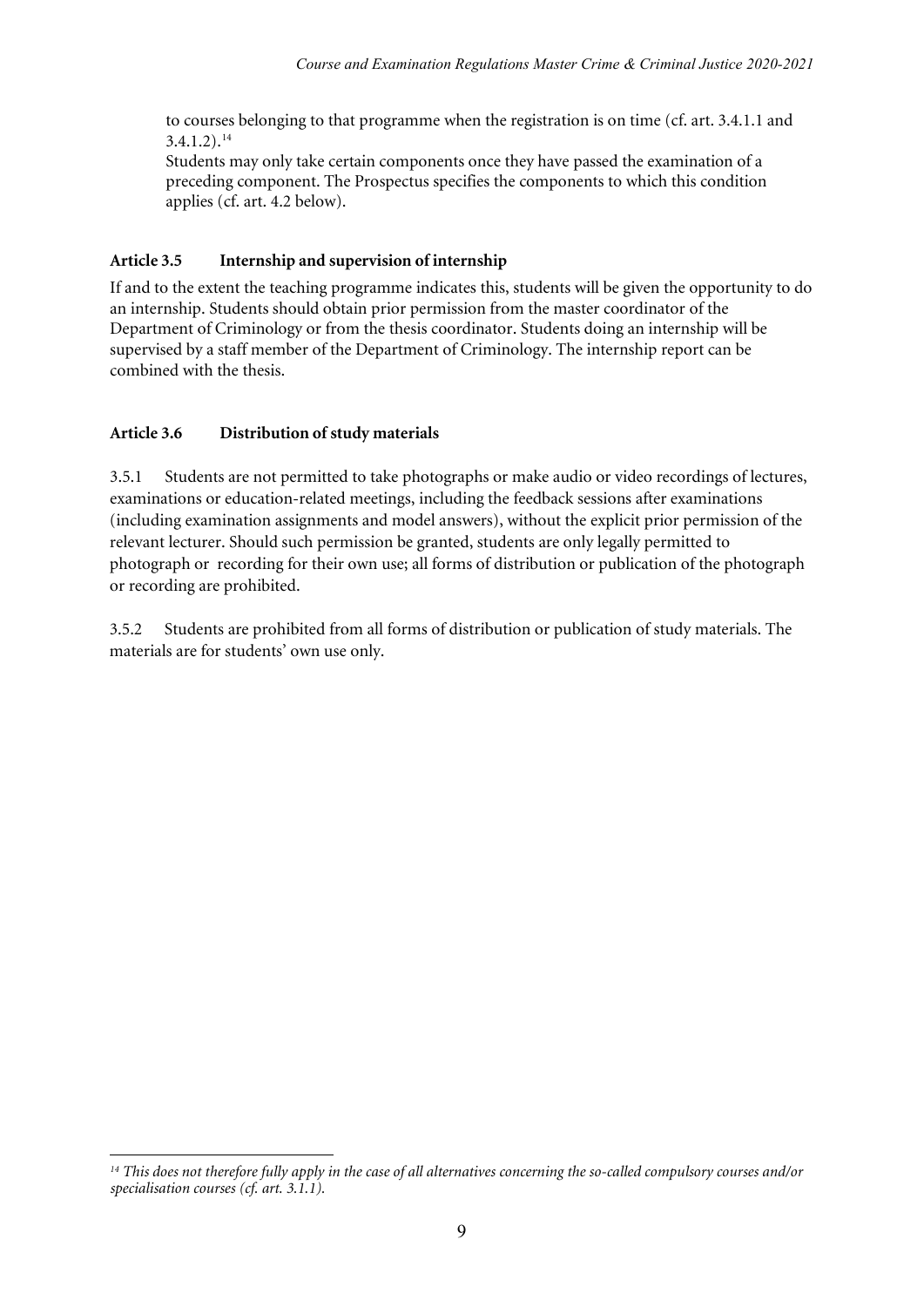to courses belonging to that programme when the registration is on time (cf. art. 3.4.1.1 and 3.4.1.2).[14]
Students may only take certain components once they have passed the examination of a preceding component. The Prospectus specifies the components to which this condition applies (cf. art. 4.2 below).

#### Article 3.5 Internship and supervision of internship

If and to the extent the teaching programme indicates this, students will be given the opportunity to do an internship. Students should obtain prior permission from the master coordinator of the Department of Criminology or from the thesis coordinator. Students doing an internship will be supervised by a staff member of the Department of Criminology. The internship report can be combined with the thesis.

#### Article 3.6 Distribution of study materials

3.5.1 Students are not permitted to take photographs or make audio or video recordings of lectures, examinations or education-related meetings, including the feedback sessions after examinations (including examination assignments and model answers), without the explicit prior permission of the relevant lecturer. Should such permission be granted, students are only legally permitted to photograph or recording for their own use; all forms of distribution or publication of the photograph or recording are prohibited.

3.5.2 Students are prohibited from all forms of distribution or publication of study materials. The materials are for students' own use only.

---

*[14] This does not therefore fully apply in the case of all alternatives concerning the so-called compulsory courses and/or specialisation courses (cf. art. 3.1.1).*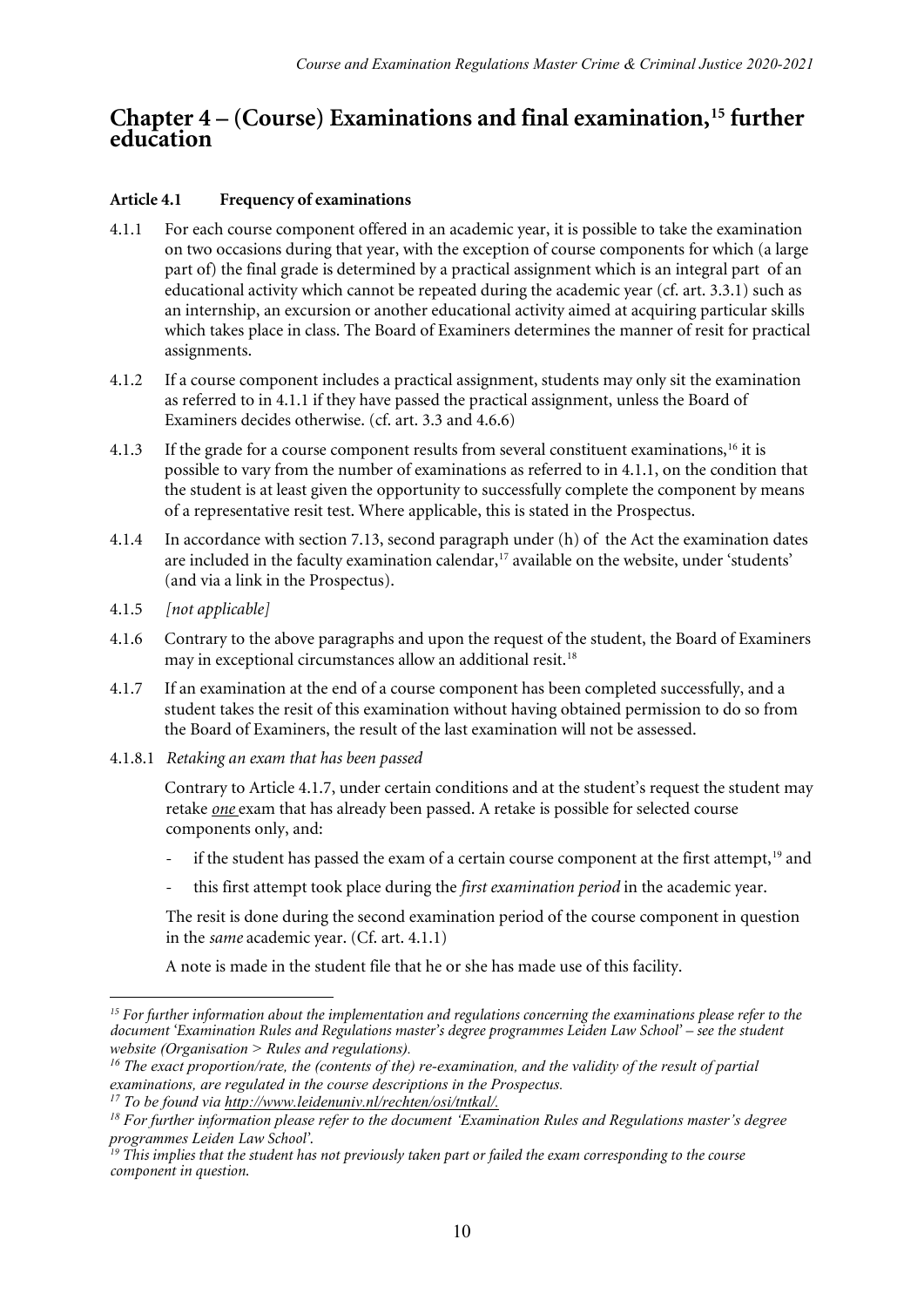# Chapter 4 – (Course) Examinations and final examination,[15] further education

### Article 4.1 Frequency of examinations

4.1.1 For each course component offered in an academic year, it is possible to take the examination on two occasions during that year, with the exception of course components for which (a large part of) the final grade is determined by a practical assignment which is an integral part of an educational activity which cannot be repeated during the academic year (cf. art. 3.3.1) such as an internship, an excursion or another educational activity aimed at acquiring particular skills which takes place in class. The Board of Examiners determines the manner of resit for practical assignments.

4.1.2 If a course component includes a practical assignment, students may only sit the examination as referred to in 4.1.1 if they have passed the practical assignment, unless the Board of Examiners decides otherwise. (cf. art. 3.3 and 4.6.6)

4.1.3 If the grade for a course component results from several constituent examinations,[16] it is possible to vary from the number of examinations as referred to in 4.1.1, on the condition that the student is at least given the opportunity to successfully complete the component by means of a representative resit test. Where applicable, this is stated in the Prospectus.

4.1.4 In accordance with section 7.13, second paragraph under (h) of the Act the examination dates are included in the faculty examination calendar,[17] available on the website, under 'students' (and via a link in the Prospectus).

4.1.5 *[not applicable]*

4.1.6 Contrary to the above paragraphs and upon the request of the student, the Board of Examiners may in exceptional circumstances allow an additional resit.[18]

4.1.7 If an examination at the end of a course component has been completed successfully, and a student takes the resit of this examination without having obtained permission to do so from the Board of Examiners, the result of the last examination will not be assessed.

4.1.8.1 *Retaking an exam that has been passed*

Contrary to Article 4.1.7, under certain conditions and at the student's request the student may retake ***one*** exam that has already been passed. A retake is possible for selected course components only, and:

- if the student has passed the exam of a certain course component at the first attempt,[19] and
- this first attempt took place during the *first examination period* in the academic year.

The resit is done during the second examination period of the course component in question in the *same* academic year. (Cf. art. 4.1.1)

A note is made in the student file that he or she has made use of this facility.

---

[15] *For further information about the implementation and regulations concerning the examinations please refer to the document 'Examination Rules and Regulations master's degree programmes Leiden Law School' – see the student website (Organisation > Rules and regulations).*

[16] *The exact proportion/rate, the (contents of the) re-examination, and the validity of the result of partial examinations, are regulated in the course descriptions in the Prospectus.*

[17] *To be found via http://www.leidenuniv.nl/rechten/osi/tntkal/.*

[18] *For further information please refer to the document 'Examination Rules and Regulations master's degree programmes Leiden Law School'.*

[19] *This implies that the student has not previously taken part or failed the exam corresponding to the course component in question.*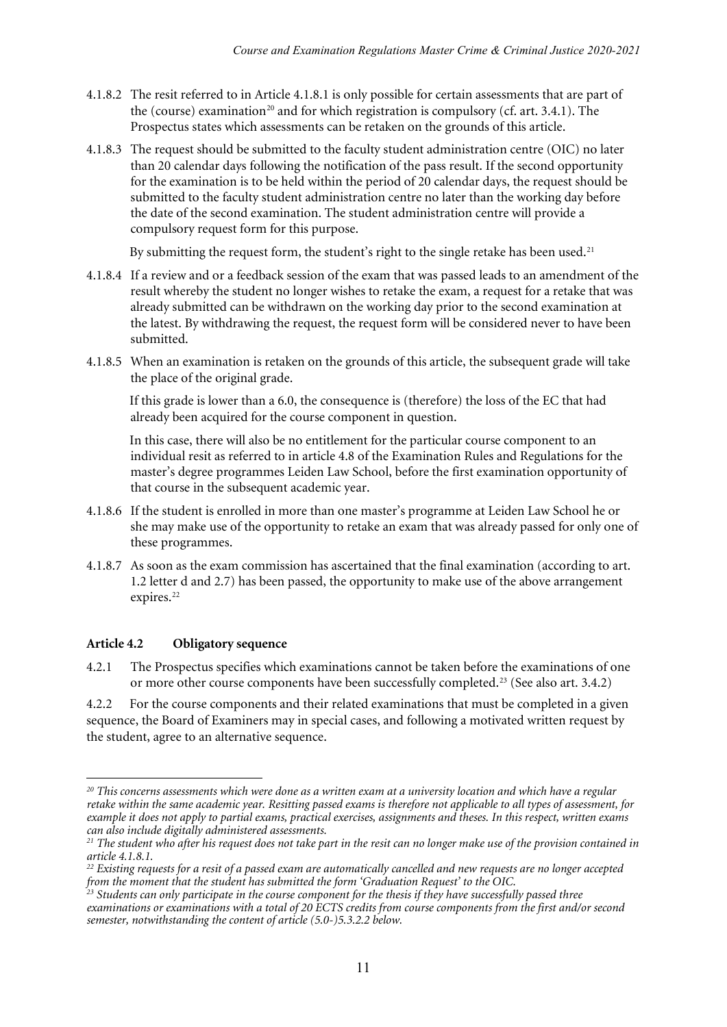4.1.8.2 The resit referred to in Article 4.1.8.1 is only possible for certain assessments that are part of the (course) examination[20] and for which registration is compulsory (cf. art. 3.4.1). The Prospectus states which assessments can be retaken on the grounds of this article.

4.1.8.3 The request should be submitted to the faculty student administration centre (OIC) no later than 20 calendar days following the notification of the pass result. If the second opportunity for the examination is to be held within the period of 20 calendar days, the request should be submitted to the faculty student administration centre no later than the working day before the date of the second examination. The student administration centre will provide a compulsory request form for this purpose.

By submitting the request form, the student's right to the single retake has been used.[21]

4.1.8.4 If a review and or a feedback session of the exam that was passed leads to an amendment of the result whereby the student no longer wishes to retake the exam, a request for a retake that was already submitted can be withdrawn on the working day prior to the second examination at the latest. By withdrawing the request, the request form will be considered never to have been submitted.

4.1.8.5 When an examination is retaken on the grounds of this article, the subsequent grade will take the place of the original grade.

If this grade is lower than a 6.0, the consequence is (therefore) the loss of the EC that had already been acquired for the course component in question.

In this case, there will also be no entitlement for the particular course component to an individual resit as referred to in article 4.8 of the Examination Rules and Regulations for the master's degree programmes Leiden Law School, before the first examination opportunity of that course in the subsequent academic year.

4.1.8.6 If the student is enrolled in more than one master's programme at Leiden Law School he or she may make use of the opportunity to retake an exam that was already passed for only one of these programmes.

4.1.8.7 As soon as the exam commission has ascertained that the final examination (according to art. 1.2 letter d and 2.7) has been passed, the opportunity to make use of the above arrangement expires.[22]

### Article 4.2 Obligatory sequence

4.2.1 The Prospectus specifies which examinations cannot be taken before the examinations of one or more other course components have been successfully completed.[23] (See also art. 3.4.2)

4.2.2 For the course components and their related examinations that must be completed in a given sequence, the Board of Examiners may in special cases, and following a motivated written request by the student, agree to an alternative sequence.

---

*[20] This concerns assessments which were done as a written exam at a university location and which have a regular retake within the same academic year. Resitting passed exams is therefore not applicable to all types of assessment, for example it does not apply to partial exams, practical exercises, assignments and theses. In this respect, written exams can also include digitally administered assessments.*

*[21] The student who after his request does not take part in the resit can no longer make use of the provision contained in article 4.1.8.1.*

*[22] Existing requests for a resit of a passed exam are automatically cancelled and new requests are no longer accepted from the moment that the student has submitted the form 'Graduation Request' to the OIC.*

*[23] Students can only participate in the course component for the thesis if they have successfully passed three examinations or examinations with a total of 20 ECTS credits from course components from the first and/or second semester, notwithstanding the content of article (5.0-)5.3.2.2 below.*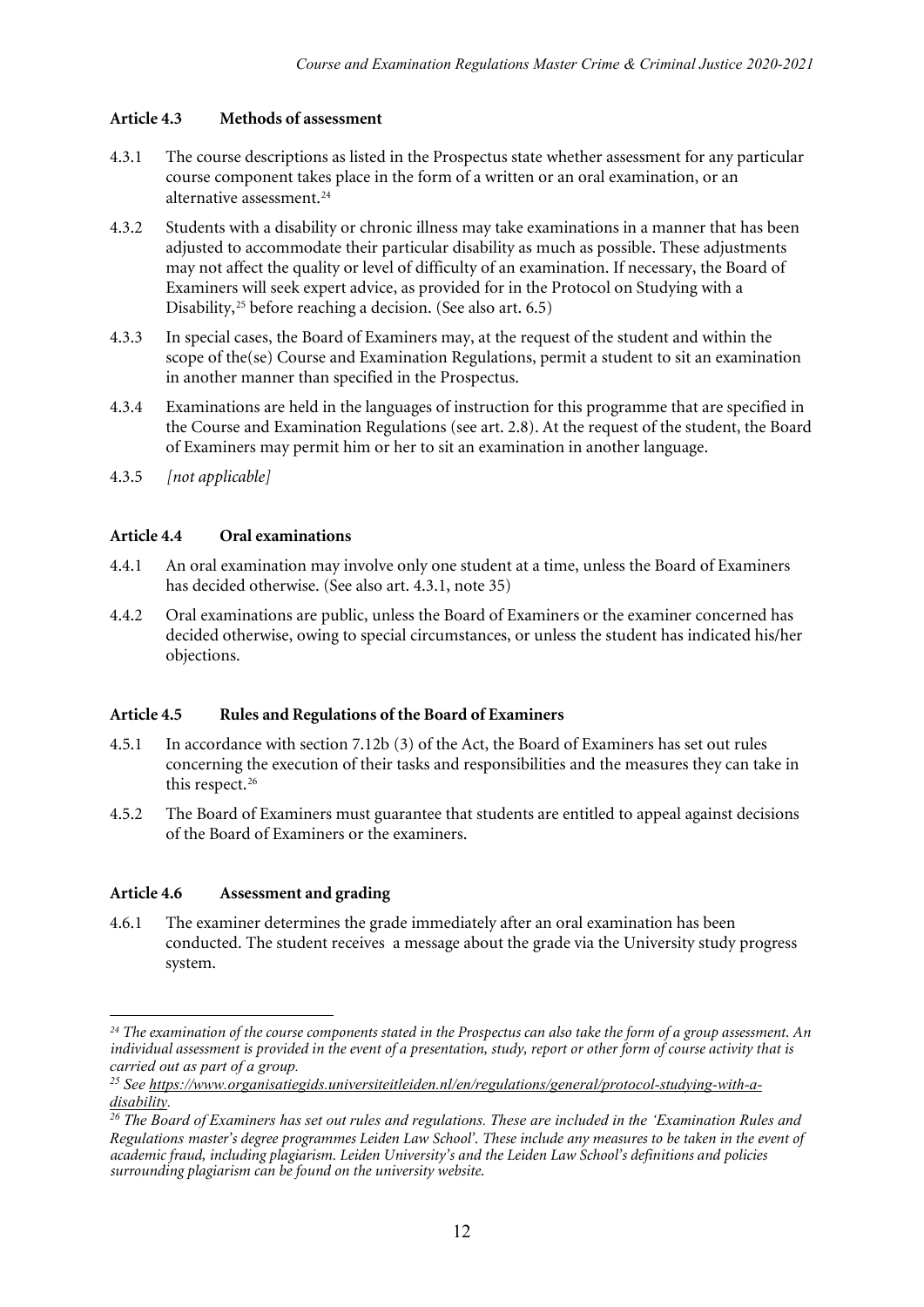### Article 4.3 Methods of assessment

4.3.1 The course descriptions as listed in the Prospectus state whether assessment for any particular course component takes place in the form of a written or an oral examination, or an alternative assessment.[24]

4.3.2 Students with a disability or chronic illness may take examinations in a manner that has been adjusted to accommodate their particular disability as much as possible. These adjustments may not affect the quality or level of difficulty of an examination. If necessary, the Board of Examiners will seek expert advice, as provided for in the Protocol on Studying with a Disability,[25] before reaching a decision. (See also art. 6.5)

4.3.3 In special cases, the Board of Examiners may, at the request of the student and within the scope of the(se) Course and Examination Regulations, permit a student to sit an examination in another manner than specified in the Prospectus.

4.3.4 Examinations are held in the languages of instruction for this programme that are specified in the Course and Examination Regulations (see art. 2.8). At the request of the student, the Board of Examiners may permit him or her to sit an examination in another language.

4.3.5 *[not applicable]*

### Article 4.4 Oral examinations

4.4.1 An oral examination may involve only one student at a time, unless the Board of Examiners has decided otherwise. (See also art. 4.3.1, note 35)

4.4.2 Oral examinations are public, unless the Board of Examiners or the examiner concerned has decided otherwise, owing to special circumstances, or unless the student has indicated his/her objections.

### Article 4.5 Rules and Regulations of the Board of Examiners

4.5.1 In accordance with section 7.12b (3) of the Act, the Board of Examiners has set out rules concerning the execution of their tasks and responsibilities and the measures they can take in this respect.[26]

4.5.2 The Board of Examiners must guarantee that students are entitled to appeal against decisions of the Board of Examiners or the examiners.

### Article 4.6 Assessment and grading

4.6.1 The examiner determines the grade immediately after an oral examination has been conducted. The student receives a message about the grade via the University study progress system.

---

[24] *The examination of the course components stated in the Prospectus can also take the form of a group assessment. An individual assessment is provided in the event of a presentation, study, report or other form of course activity that is carried out as part of a group.*

[25] *See https://www.organisatiegids.universiteitleiden.nl/en/regulations/general/protocol-studying-with-a-disability.*

[26] *The Board of Examiners has set out rules and regulations. These are included in the 'Examination Rules and Regulations master's degree programmes Leiden Law School'. These include any measures to be taken in the event of academic fraud, including plagiarism. Leiden University's and the Leiden Law School's definitions and policies surrounding plagiarism can be found on the university website.*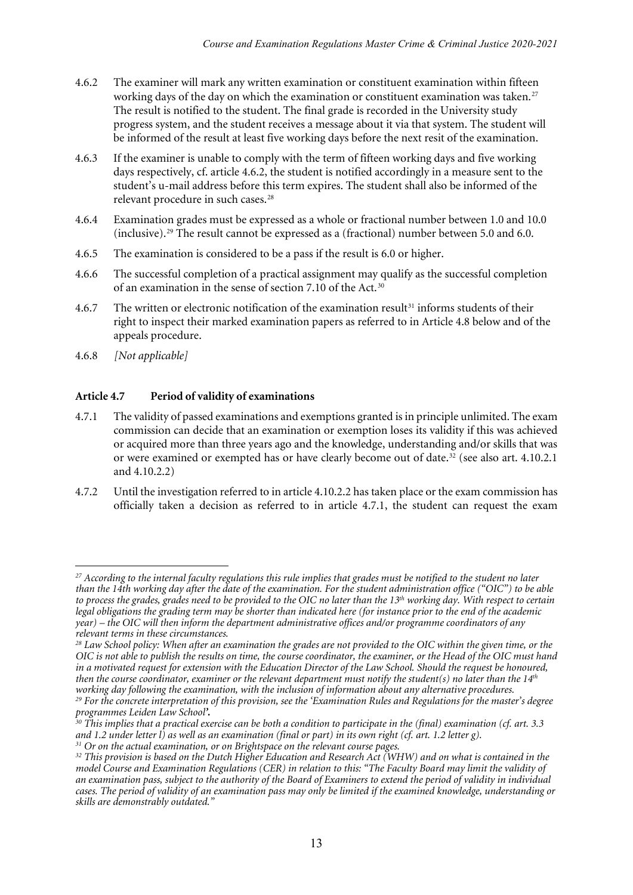4.6.2 The examiner will mark any written examination or constituent examination within fifteen working days of the day on which the examination or constituent examination was taken.[27] The result is notified to the student. The final grade is recorded in the University study progress system, and the student receives a message about it via that system. The student will be informed of the result at least five working days before the next resit of the examination.

4.6.3 If the examiner is unable to comply with the term of fifteen working days and five working days respectively, cf. article 4.6.2, the student is notified accordingly in a measure sent to the student's u-mail address before this term expires. The student shall also be informed of the relevant procedure in such cases.[28]

4.6.4 Examination grades must be expressed as a whole or fractional number between 1.0 and 10.0 (inclusive).[29] The result cannot be expressed as a (fractional) number between 5.0 and 6.0.

4.6.5 The examination is considered to be a pass if the result is 6.0 or higher.

4.6.6 The successful completion of a practical assignment may qualify as the successful completion of an examination in the sense of section 7.10 of the Act.[30]

4.6.7 The written or electronic notification of the examination result[31] informs students of their right to inspect their marked examination papers as referred to in Article 4.8 below and of the appeals procedure.

4.6.8 *[Not applicable]*

### Article 4.7 Period of validity of examinations

4.7.1 The validity of passed examinations and exemptions granted is in principle unlimited. The exam commission can decide that an examination or exemption loses its validity if this was achieved or acquired more than three years ago and the knowledge, understanding and/or skills that was or were examined or exempted has or have clearly become out of date.[32] (see also art. 4.10.2.1 and 4.10.2.2)

4.7.2 Until the investigation referred to in article 4.10.2.2 has taken place or the exam commission has officially taken a decision as referred to in article 4.7.1, the student can request the exam

---

*[27] According to the internal faculty regulations this rule implies that grades must be notified to the student no later than the 14th working day after the date of the examination. For the student administration office ("OIC") to be able to process the grades, grades need to be provided to the OIC no later than the 13th working day. With respect to certain legal obligations the grading term may be shorter than indicated here (for instance prior to the end of the academic year) – the OIC will then inform the department administrative offices and/or programme coordinators of any relevant terms in these circumstances.*

*[28] Law School policy: When after an examination the grades are not provided to the OIC within the given time, or the OIC is not able to publish the results on time, the course coordinator, the examiner, or the Head of the OIC must hand in a motivated request for extension with the Education Director of the Law School. Should the request be honoured, then the course coordinator, examiner or the relevant department must notify the student(s) no later than the 14th working day following the examination, with the inclusion of information about any alternative procedures.*

*[29] For the concrete interpretation of this provision, see the 'Examination Rules and Regulations for the master's degree programmes Leiden Law School'.*

*[30] This implies that a practical exercise can be both a condition to participate in the (final) examination (cf. art. 3.3 and 1.2 under letter l) as well as an examination (final or part) in its own right (cf. art. 1.2 letter g).*

*[31] Or on the actual examination, or on Brightspace on the relevant course pages.*

*[32] This provision is based on the Dutch Higher Education and Research Act (WHW) and on what is contained in the model Course and Examination Regulations (CER) in relation to this: "The Faculty Board may limit the validity of an examination pass, subject to the authority of the Board of Examiners to extend the period of validity in individual cases. The period of validity of an examination pass may only be limited if the examined knowledge, understanding or skills are demonstrably outdated."*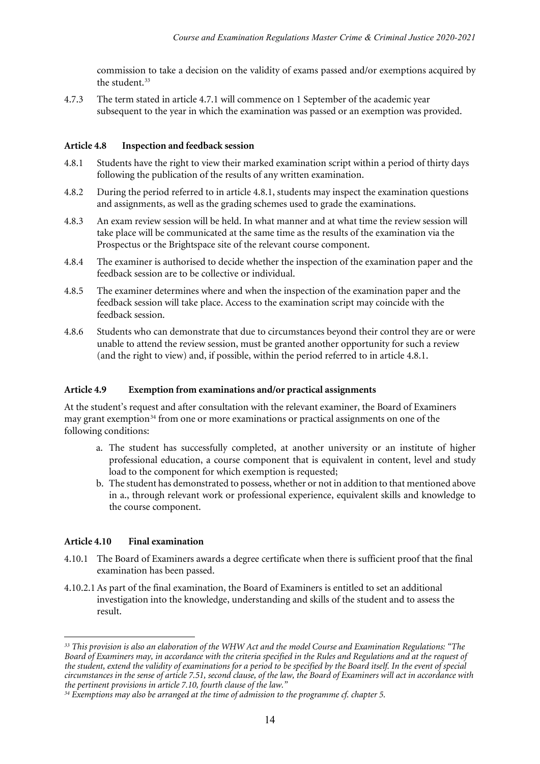commission to take a decision on the validity of exams passed and/or exemptions acquired by the student.[33]

4.7.3 The term stated in article 4.7.1 will commence on 1 September of the academic year subsequent to the year in which the examination was passed or an exemption was provided.

### Article 4.8 Inspection and feedback session

4.8.1 Students have the right to view their marked examination script within a period of thirty days following the publication of the results of any written examination.

4.8.2 During the period referred to in article 4.8.1, students may inspect the examination questions and assignments, as well as the grading schemes used to grade the examinations.

4.8.3 An exam review session will be held. In what manner and at what time the review session will take place will be communicated at the same time as the results of the examination via the Prospectus or the Brightspace site of the relevant course component.

4.8.4 The examiner is authorised to decide whether the inspection of the examination paper and the feedback session are to be collective or individual.

4.8.5 The examiner determines where and when the inspection of the examination paper and the feedback session will take place. Access to the examination script may coincide with the feedback session.

4.8.6 Students who can demonstrate that due to circumstances beyond their control they are or were unable to attend the review session, must be granted another opportunity for such a review (and the right to view) and, if possible, within the period referred to in article 4.8.1.

### Article 4.9 Exemption from examinations and/or practical assignments

At the student's request and after consultation with the relevant examiner, the Board of Examiners may grant exemption[34] from one or more examinations or practical assignments on one of the following conditions:

a. The student has successfully completed, at another university or an institute of higher professional education, a course component that is equivalent in content, level and study load to the component for which exemption is requested;
b. The student has demonstrated to possess, whether or not in addition to that mentioned above in a., through relevant work or professional experience, equivalent skills and knowledge to the course component.

### Article 4.10 Final examination

4.10.1 The Board of Examiners awards a degree certificate when there is sufficient proof that the final examination has been passed.

4.10.2.1 As part of the final examination, the Board of Examiners is entitled to set an additional investigation into the knowledge, understanding and skills of the student and to assess the result.

---

*[33] This provision is also an elaboration of the WHW Act and the model Course and Examination Regulations: "The Board of Examiners may, in accordance with the criteria specified in the Rules and Regulations and at the request of the student, extend the validity of examinations for a period to be specified by the Board itself. In the event of special circumstances in the sense of article 7.51, second clause, of the law, the Board of Examiners will act in accordance with the pertinent provisions in article 7.10, fourth clause of the law."*

*[34] Exemptions may also be arranged at the time of admission to the programme cf. chapter 5.*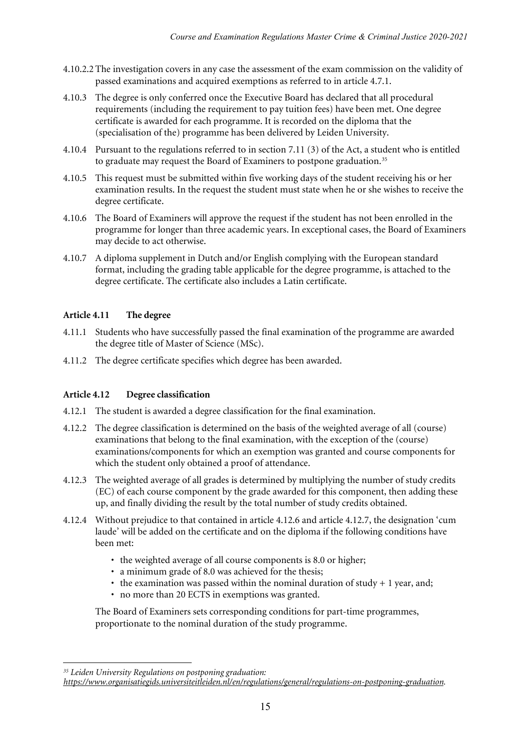4.10.2.2 The investigation covers in any case the assessment of the exam commission on the validity of passed examinations and acquired exemptions as referred to in article 4.7.1.

4.10.3 The degree is only conferred once the Executive Board has declared that all procedural requirements (including the requirement to pay tuition fees) have been met. One degree certificate is awarded for each programme. It is recorded on the diploma that the (specialisation of the) programme has been delivered by Leiden University.

4.10.4 Pursuant to the regulations referred to in section 7.11 (3) of the Act, a student who is entitled to graduate may request the Board of Examiners to postpone graduation.[35]

4.10.5 This request must be submitted within five working days of the student receiving his or her examination results. In the request the student must state when he or she wishes to receive the degree certificate.

4.10.6 The Board of Examiners will approve the request if the student has not been enrolled in the programme for longer than three academic years. In exceptional cases, the Board of Examiners may decide to act otherwise.

4.10.7 A diploma supplement in Dutch and/or English complying with the European standard format, including the grading table applicable for the degree programme, is attached to the degree certificate. The certificate also includes a Latin certificate.

### Article 4.11 The degree

4.11.1 Students who have successfully passed the final examination of the programme are awarded the degree title of Master of Science (MSc).

4.11.2 The degree certificate specifies which degree has been awarded.

### Article 4.12 Degree classification

4.12.1 The student is awarded a degree classification for the final examination.

4.12.2 The degree classification is determined on the basis of the weighted average of all (course) examinations that belong to the final examination, with the exception of the (course) examinations/components for which an exemption was granted and course components for which the student only obtained a proof of attendance.

4.12.3 The weighted average of all grades is determined by multiplying the number of study credits (EC) of each course component by the grade awarded for this component, then adding these up, and finally dividing the result by the total number of study credits obtained.

4.12.4 Without prejudice to that contained in article 4.12.6 and article 4.12.7, the designation 'cum laude' will be added on the certificate and on the diploma if the following conditions have been met:

- the weighted average of all course components is 8.0 or higher;
- a minimum grade of 8.0 was achieved for the thesis;
- the examination was passed within the nominal duration of study + 1 year, and;
- no more than 20 ECTS in exemptions was granted.

The Board of Examiners sets corresponding conditions for part-time programmes, proportionate to the nominal duration of the study programme.

---

[35] *Leiden University Regulations on postponing graduation: https://www.organisatiegids.universiteitleiden.nl/en/regulations/general/regulations-on-postponing-graduation.*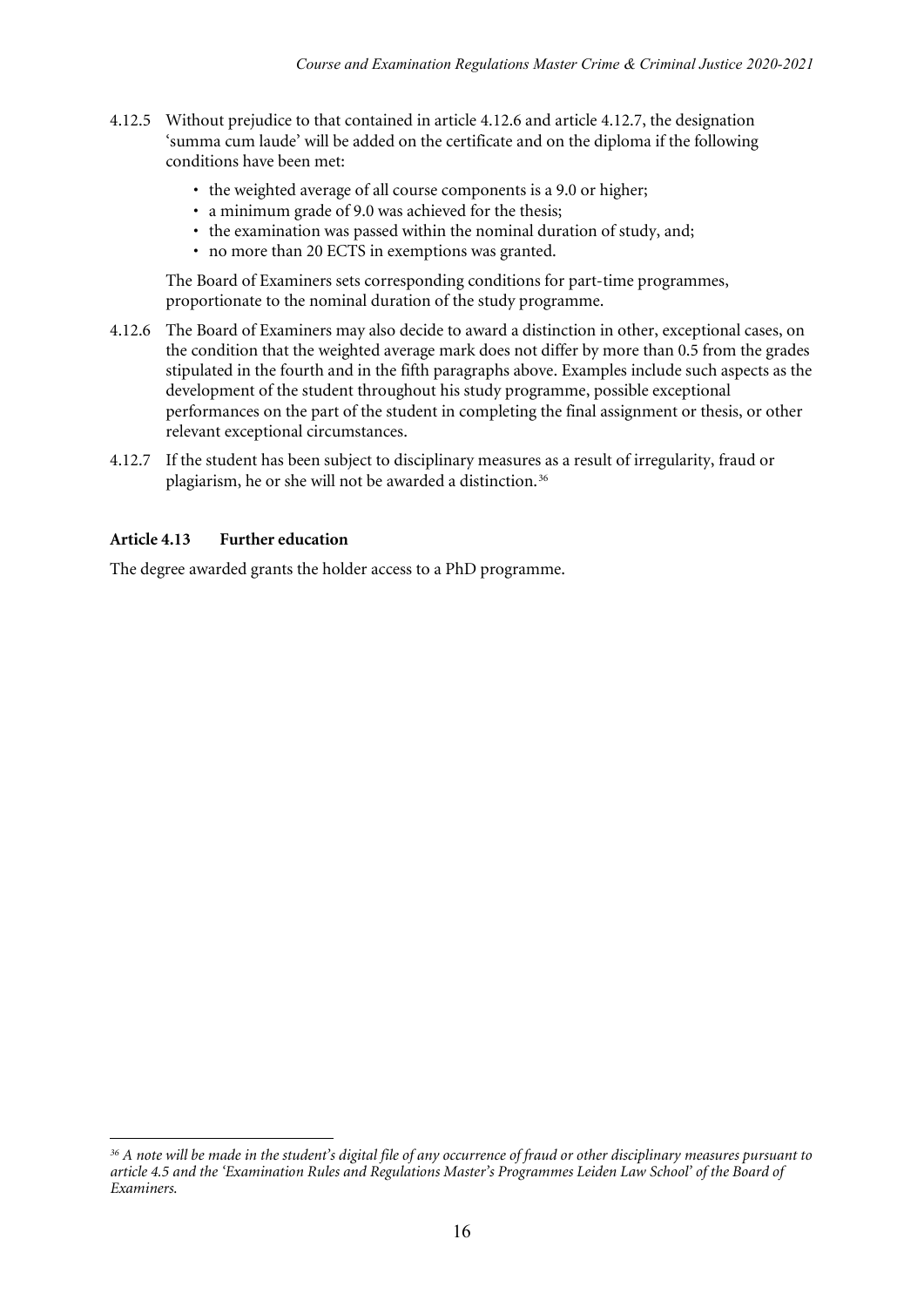4.12.5 Without prejudice to that contained in article 4.12.6 and article 4.12.7, the designation 'summa cum laude' will be added on the certificate and on the diploma if the following conditions have been met:

- the weighted average of all course components is a 9.0 or higher;
- a minimum grade of 9.0 was achieved for the thesis;
- the examination was passed within the nominal duration of study, and;
- no more than 20 ECTS in exemptions was granted.

The Board of Examiners sets corresponding conditions for part-time programmes, proportionate to the nominal duration of the study programme.

4.12.6 The Board of Examiners may also decide to award a distinction in other, exceptional cases, on the condition that the weighted average mark does not differ by more than 0.5 from the grades stipulated in the fourth and in the fifth paragraphs above. Examples include such aspects as the development of the student throughout his study programme, possible exceptional performances on the part of the student in completing the final assignment or thesis, or other relevant exceptional circumstances.

4.12.7 If the student has been subject to disciplinary measures as a result of irregularity, fraud or plagiarism, he or she will not be awarded a distinction.[36]

**Article 4.13 Further education**

The degree awarded grants the holder access to a PhD programme.

---

*[36] A note will be made in the student's digital file of any occurrence of fraud or other disciplinary measures pursuant to article 4.5 and the 'Examination Rules and Regulations Master's Programmes Leiden Law School' of the Board of Examiners.*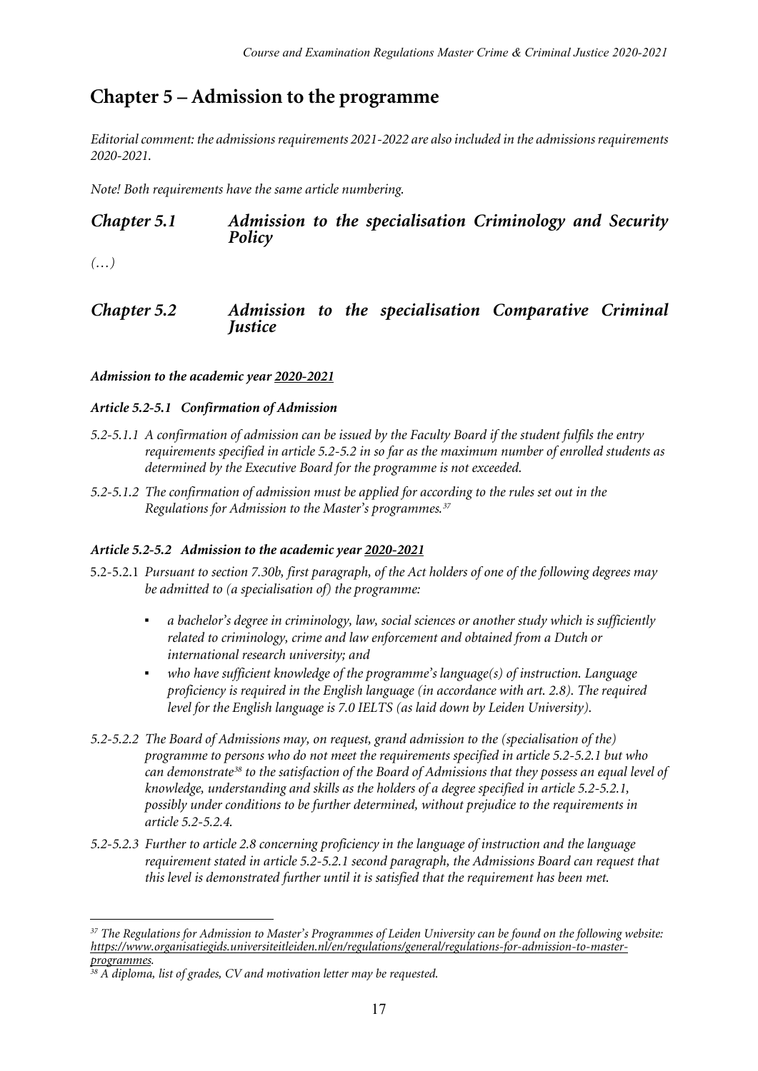# Chapter 5 – Admission to the programme

*Editorial comment: the admissions requirements 2021-2022 are also included in the admissions requirements 2020-2021.*

*Note! Both requirements have the same article numbering.*

## *Chapter 5.1 Admission to the specialisation Criminology and Security Policy*

*(…)*

## *Chapter 5.2 Admission to the specialisation Comparative Criminal Justice*

***Admission to the academic year 2020-2021***

***Article 5.2-5.1 Confirmation of Admission***

*5.2-5.1.1 A confirmation of admission can be issued by the Faculty Board if the student fulfils the entry requirements specified in article 5.2-5.2 in so far as the maximum number of enrolled students as determined by the Executive Board for the programme is not exceeded.*

*5.2-5.1.2 The confirmation of admission must be applied for according to the rules set out in the Regulations for Admission to the Master's programmes.*[37]

***Article 5.2-5.2 Admission to the academic year 2020-2021***

5.2-5.2.1 *Pursuant to section 7.30b, first paragraph, of the Act holders of one of the following degrees may be admitted to (a specialisation of) the programme:*

- *a bachelor's degree in criminology, law, social sciences or another study which is sufficiently related to criminology, crime and law enforcement and obtained from a Dutch or international research university; and*
- *who have sufficient knowledge of the programme's language(s) of instruction. Language proficiency is required in the English language (in accordance with art. 2.8). The required level for the English language is 7.0 IELTS (as laid down by Leiden University).*

*5.2-5.2.2 The Board of Admissions may, on request, grand admission to the (specialisation of the) programme to persons who do not meet the requirements specified in article 5.2-5.2.1 but who can demonstrate*[38] *to the satisfaction of the Board of Admissions that they possess an equal level of knowledge, understanding and skills as the holders of a degree specified in article 5.2-5.2.1, possibly under conditions to be further determined, without prejudice to the requirements in article 5.2-5.2.4.*

*5.2-5.2.3 Further to article 2.8 concerning proficiency in the language of instruction and the language requirement stated in article 5.2-5.2.1 second paragraph, the Admissions Board can request that this level is demonstrated further until it is satisfied that the requirement has been met.*

---

*[37] The Regulations for Admission to Master's Programmes of Leiden University can be found on the following website: https://www.organisatiegids.universiteitleiden.nl/en/regulations/general/regulations-for-admission-to-master-programmes.*

*[38] A diploma, list of grades, CV and motivation letter may be requested.*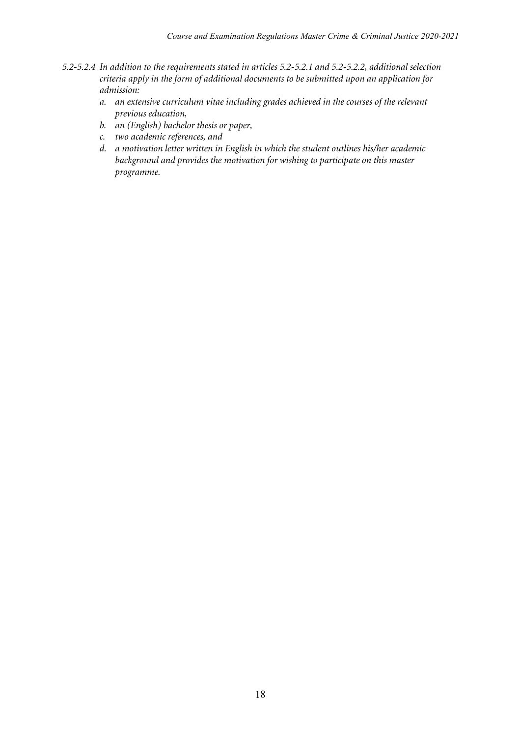*5.2-5.2.4 In addition to the requirements stated in articles 5.2-5.2.1 and 5.2-5.2.2, additional selection criteria apply in the form of additional documents to be submitted upon an application for admission:*

*a. an extensive curriculum vitae including grades achieved in the courses of the relevant previous education,*

*b. an (English) bachelor thesis or paper,*

*c. two academic references, and*

*d. a motivation letter written in English in which the student outlines his/her academic background and provides the motivation for wishing to participate on this master programme.*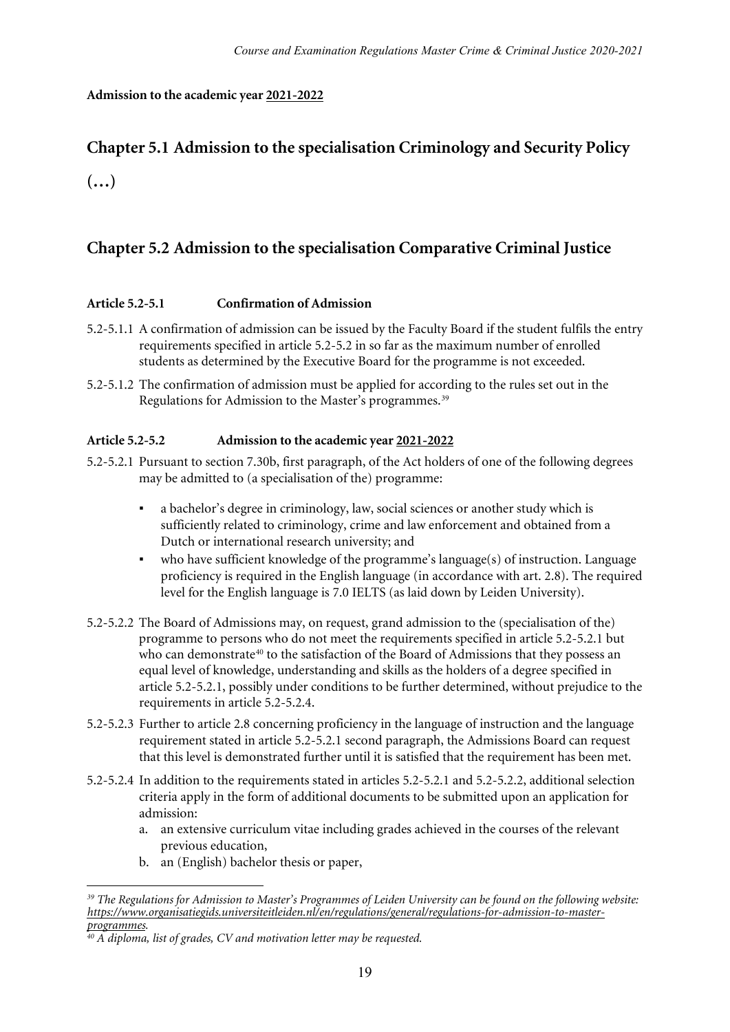**Admission to the academic year 2021-2022**

## Chapter 5.1 Admission to the specialisation Criminology and Security Policy

(…)

## Chapter 5.2 Admission to the specialisation Comparative Criminal Justice

#### Article 5.2-5.1 Confirmation of Admission

5.2-5.1.1 A confirmation of admission can be issued by the Faculty Board if the student fulfils the entry requirements specified in article 5.2-5.2 in so far as the maximum number of enrolled students as determined by the Executive Board for the programme is not exceeded.

5.2-5.1.2 The confirmation of admission must be applied for according to the rules set out in the Regulations for Admission to the Master's programmes.[39]

#### Article 5.2-5.2 Admission to the academic year 2021-2022

5.2-5.2.1 Pursuant to section 7.30b, first paragraph, of the Act holders of one of the following degrees may be admitted to (a specialisation of the) programme:

- a bachelor's degree in criminology, law, social sciences or another study which is sufficiently related to criminology, crime and law enforcement and obtained from a Dutch or international research university; and
- who have sufficient knowledge of the programme's language(s) of instruction. Language proficiency is required in the English language (in accordance with art. 2.8). The required level for the English language is 7.0 IELTS (as laid down by Leiden University).

5.2-5.2.2 The Board of Admissions may, on request, grand admission to the (specialisation of the) programme to persons who do not meet the requirements specified in article 5.2-5.2.1 but who can demonstrate[40] to the satisfaction of the Board of Admissions that they possess an equal level of knowledge, understanding and skills as the holders of a degree specified in article 5.2-5.2.1, possibly under conditions to be further determined, without prejudice to the requirements in article 5.2-5.2.4.

5.2-5.2.3 Further to article 2.8 concerning proficiency in the language of instruction and the language requirement stated in article 5.2-5.2.1 second paragraph, the Admissions Board can request that this level is demonstrated further until it is satisfied that the requirement has been met.

5.2-5.2.4 In addition to the requirements stated in articles 5.2-5.2.1 and 5.2-5.2.2, additional selection criteria apply in the form of additional documents to be submitted upon an application for admission:

a. an extensive curriculum vitae including grades achieved in the courses of the relevant previous education,
b. an (English) bachelor thesis or paper,

---

*[39] The Regulations for Admission to Master's Programmes of Leiden University can be found on the following website: https://www.organisatiegids.universiteitleiden.nl/en/regulations/general/regulations-for-admission-to-master-programmes.*

*[40] A diploma, list of grades, CV and motivation letter may be requested.*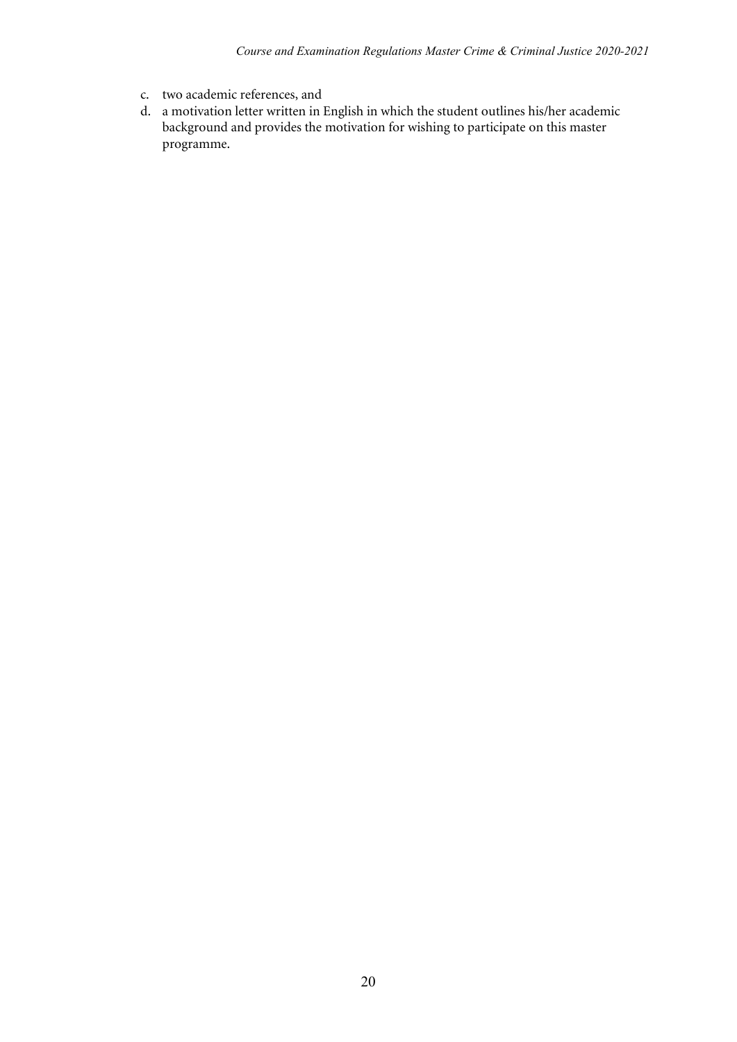c. two academic references, and
d. a motivation letter written in English in which the student outlines his/her academic background and provides the motivation for wishing to participate on this master programme.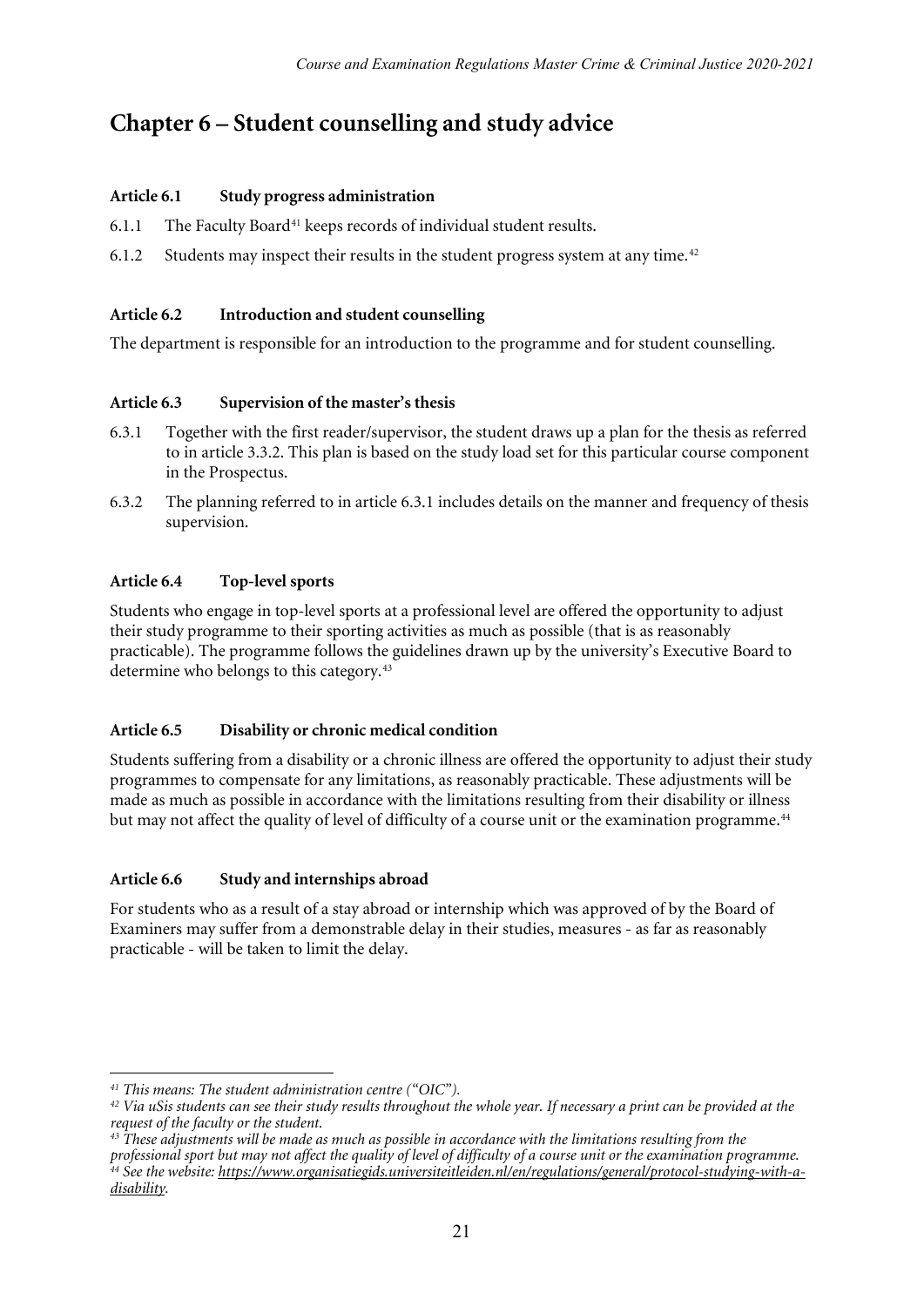# Chapter 6 – Student counselling and study advice

### Article 6.1 Study progress administration

6.1.1 The Faculty Board[41] keeps records of individual student results.

6.1.2 Students may inspect their results in the student progress system at any time.[42]

### Article 6.2 Introduction and student counselling

The department is responsible for an introduction to the programme and for student counselling.

### Article 6.3 Supervision of the master's thesis

6.3.1 Together with the first reader/supervisor, the student draws up a plan for the thesis as referred to in article 3.3.2. This plan is based on the study load set for this particular course component in the Prospectus.

6.3.2 The planning referred to in article 6.3.1 includes details on the manner and frequency of thesis supervision.

### Article 6.4 Top-level sports

Students who engage in top-level sports at a professional level are offered the opportunity to adjust their study programme to their sporting activities as much as possible (that is as reasonably practicable). The programme follows the guidelines drawn up by the university's Executive Board to determine who belongs to this category.[43]

### Article 6.5 Disability or chronic medical condition

Students suffering from a disability or a chronic illness are offered the opportunity to adjust their study programmes to compensate for any limitations, as reasonably practicable. These adjustments will be made as much as possible in accordance with the limitations resulting from their disability or illness but may not affect the quality of level of difficulty of a course unit or the examination programme.[44]

### Article 6.6 Study and internships abroad

For students who as a result of a stay abroad or internship which was approved of by the Board of Examiners may suffer from a demonstrable delay in their studies, measures - as far as reasonably practicable - will be taken to limit the delay.

---

[41] *This means: The student administration centre ("OIC").*

[42] *Via uSis students can see their study results throughout the whole year. If necessary a print can be provided at the request of the faculty or the student.*

[43] *These adjustments will be made as much as possible in accordance with the limitations resulting from the professional sport but may not affect the quality of level of difficulty of a course unit or the examination programme.*

[44] *See the website: https://www.organisatiegids.universiteitleiden.nl/en/regulations/general/protocol-studying-with-a-disability.*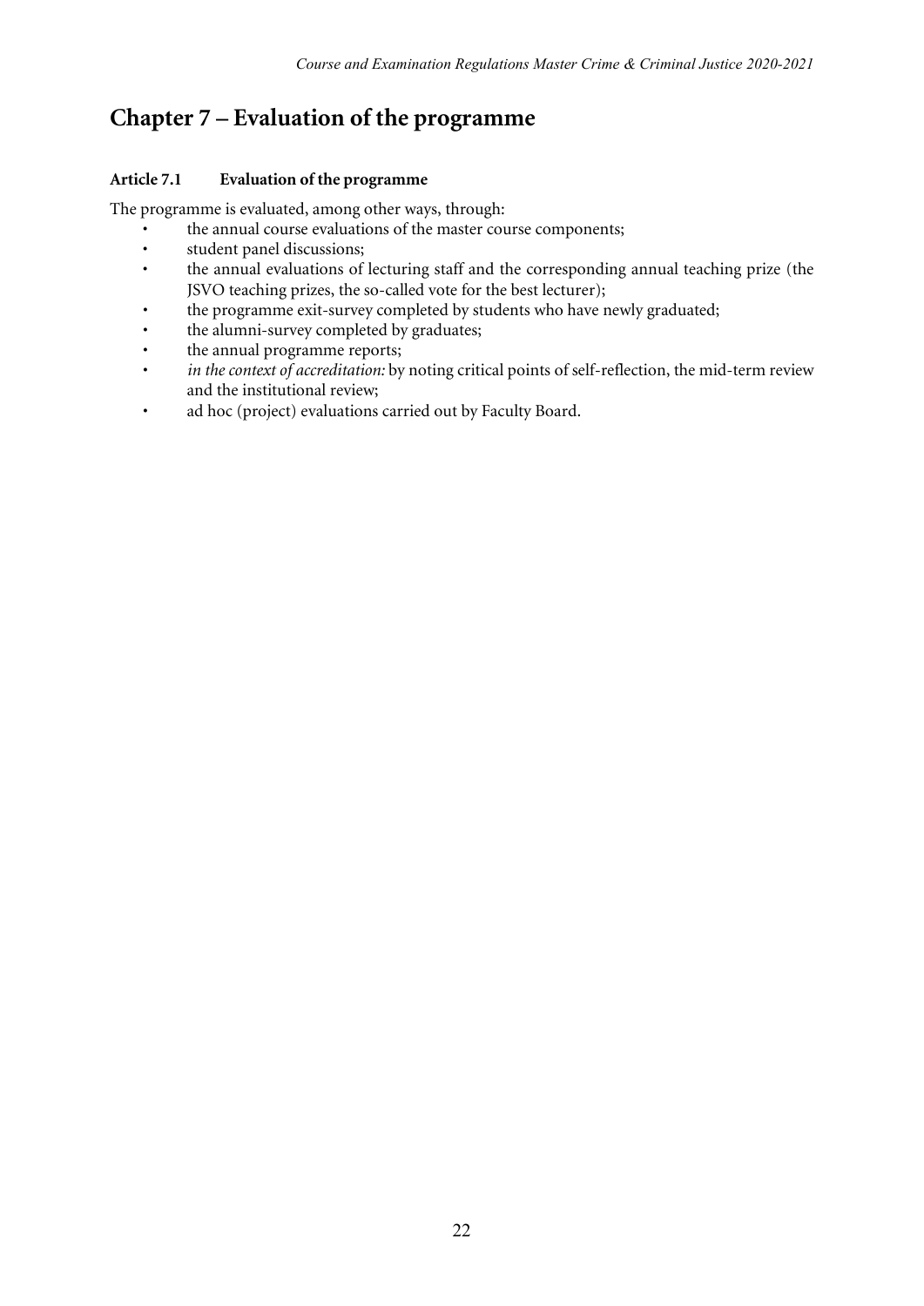# Chapter 7 – Evaluation of the programme

### Article 7.1 Evaluation of the programme

The programme is evaluated, among other ways, through:

- the annual course evaluations of the master course components;
- student panel discussions;
- the annual evaluations of lecturing staff and the corresponding annual teaching prize (the JSVO teaching prizes, the so-called vote for the best lecturer);
- the programme exit-survey completed by students who have newly graduated;
- the alumni-survey completed by graduates;
- the annual programme reports;
- *in the context of accreditation:* by noting critical points of self-reflection, the mid-term review and the institutional review;
- ad hoc (project) evaluations carried out by Faculty Board.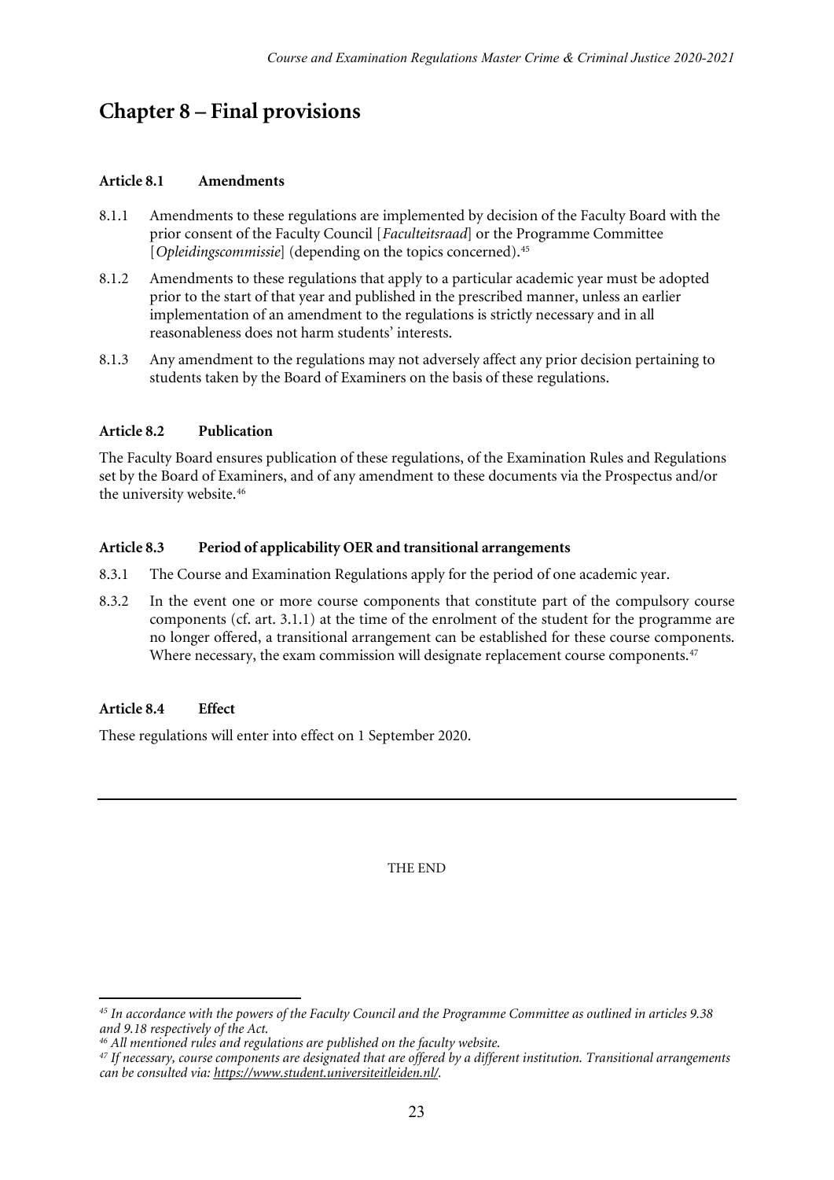# Chapter 8 – Final provisions

### Article 8.1 Amendments

8.1.1 Amendments to these regulations are implemented by decision of the Faculty Board with the prior consent of the Faculty Council [*Faculteitsraad*] or the Programme Committee [*Opleidingscommissie*] (depending on the topics concerned).[45]

8.1.2 Amendments to these regulations that apply to a particular academic year must be adopted prior to the start of that year and published in the prescribed manner, unless an earlier implementation of an amendment to the regulations is strictly necessary and in all reasonableness does not harm students' interests.

8.1.3 Any amendment to the regulations may not adversely affect any prior decision pertaining to students taken by the Board of Examiners on the basis of these regulations.

### Article 8.2 Publication

The Faculty Board ensures publication of these regulations, of the Examination Rules and Regulations set by the Board of Examiners, and of any amendment to these documents via the Prospectus and/or the university website.[46]

### Article 8.3 Period of applicability OER and transitional arrangements

8.3.1 The Course and Examination Regulations apply for the period of one academic year.

8.3.2 In the event one or more course components that constitute part of the compulsory course components (cf. art. 3.1.1) at the time of the enrolment of the student for the programme are no longer offered, a transitional arrangement can be established for these course components. Where necessary, the exam commission will designate replacement course components.[47]

### Article 8.4 Effect

These regulations will enter into effect on 1 September 2020.

---

THE END

---

[45] *In accordance with the powers of the Faculty Council and the Programme Committee as outlined in articles 9.38 and 9.18 respectively of the Act.*

[46] *All mentioned rules and regulations are published on the faculty website.*

[47] *If necessary, course components are designated that are offered by a different institution. Transitional arrangements can be consulted via: https://www.student.universiteitleiden.nl/.*